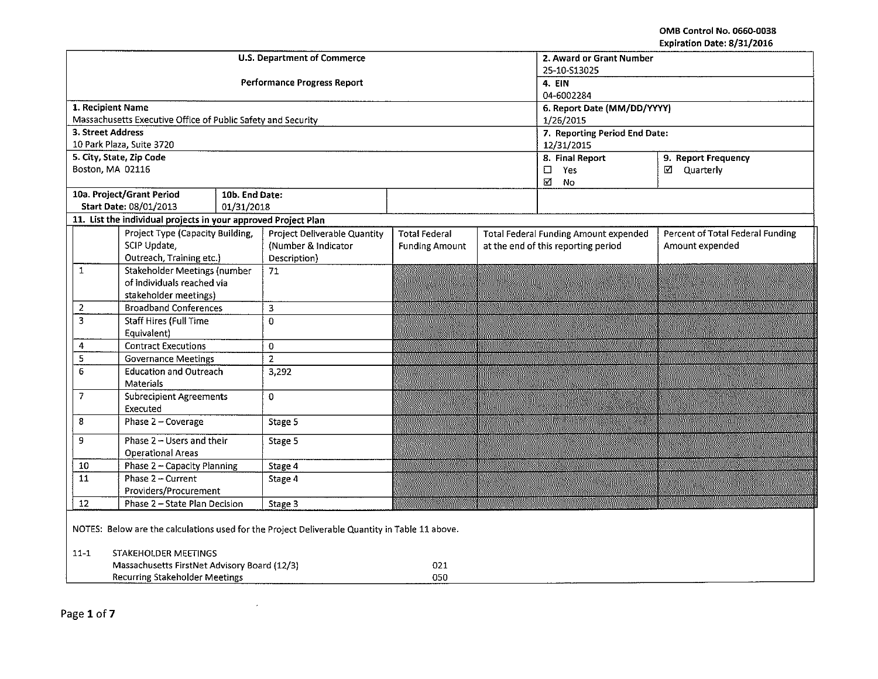OMB Control No. 0660-0038
Expiration Date: 8/31/2016

| U.S. Department of Commerce<br><br>Performance Progress Report | 2. Award or Grant Number<br>25-10-S13025 | |
|---|---|---|
| | 4. EIN<br>04-6002284 | |
| 1. Recipient Name<br>Massachusetts Executive Office of Public Safety and Security | 6. Report Date (MM/DD/YYYY)<br>1/26/2015 | |
| 3. Street Address<br>10 Park Plaza, Suite 3720 | 7. Reporting Period End Date:<br>12/31/2015 | |
| 5. City, State, Zip Code<br>Boston, MA 02116 | 8. Final Report<br>☐ Yes<br>☑ No | 9. Report Frequency<br>☑ Quarterly |
| 10a. Project/Grant Period Start Date: 08/01/2013 — 10b. End Date: 01/31/2018 | | |

**11. List the individual projects in your approved Project Plan**

| | Project Type (Capacity Building, SCIP Update, Outreach, Training etc.) | Project Deliverable Quantity (Number & Indicator Description) | Total Federal Funding Amount | Total Federal Funding Amount expended at the end of this reporting period | Percent of Total Federal Funding Amount expended |
|---|---|---|---|---|---|
| 1 | Stakeholder Meetings (number of individuals reached via stakeholder meetings) | 71 | | | |
| 2 | Broadband Conferences | 3 | | | |
| 3 | Staff Hires (Full Time Equivalent) | 0 | | | |
| 4 | Contract Executions | 0 | | | |
| 5 | Governance Meetings | 2 | | | |
| 6 | Education and Outreach Materials | 3,292 | | | |
| 7 | Subrecipient Agreements Executed | 0 | | | |
| 8 | Phase 2 – Coverage | Stage 5 | | | |
| 9 | Phase 2 – Users and their Operational Areas | Stage 5 | | | |
| 10 | Phase 2 – Capacity Planning | Stage 4 | | | |
| 11 | Phase 2 – Current Providers/Procurement | Stage 4 | | | |
| 12 | Phase 2 – State Plan Decision | Stage 3 | | | |

NOTES: Below are the calculations used for the Project Deliverable Quantity in Table 11 above.

11-1 STAKEHOLDER MEETINGS

| | |
|---|---|
| Massachusetts FirstNet Advisory Board (12/3) | 021 |
| Recurring Stakeholder Meetings | 050 |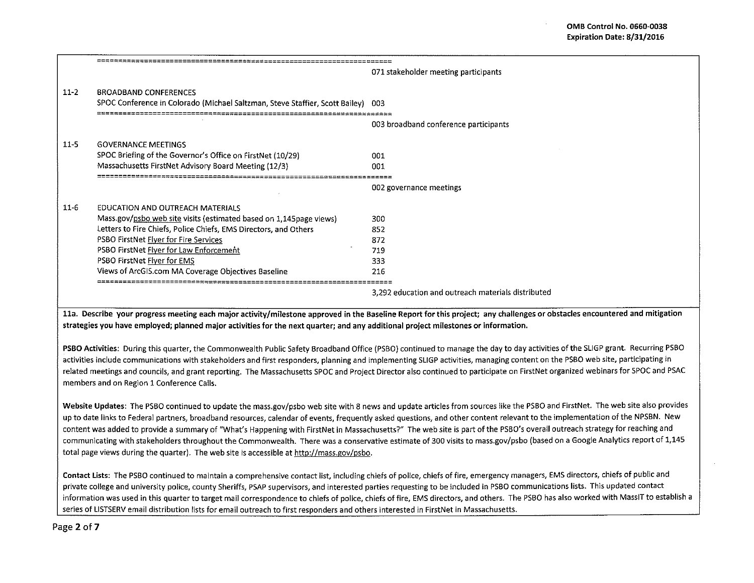OMB Control No. 0660-0038
Expiration Date: 8/31/2016

| | | |
|---|---|---|
| | ==================================================================== | |
| | | 071 stakeholder meeting participants |
| 11-2 | BROADBAND CONFERENCES | |
| | SPOC Conference in Colorado (Michael Saltzman, Steve Staffier, Scott Bailey) | 003 |
| | ==================================================================== | |
| | | 003 broadband conference participants |
| 11-5 | GOVERNANCE MEETINGS | |
| | SPOC Briefing of the Governor's Office on FirstNet (10/29) | 001 |
| | Massachusetts FirstNet Advisory Board Meeting (12/3) | 001 |
| | ==================================================================== | |
| | | 002 governance meetings |
| 11-6 | EDUCATION AND OUTREACH MATERIALS | |
| | Mass.gov/psbo web site visits (estimated based on 1,145page views) | 300 |
| | Letters to Fire Chiefs, Police Chiefs, EMS Directors, and Others | 852 |
| | PSBO FirstNet Flyer for Fire Services | 872 |
| | PSBO FirstNet Flyer for Law Enforcement | 719 |
| | PSBO FirstNet Flyer for EMS | 333 |
| | Views of ArcGIS.com MA Coverage Objectives Baseline | 216 |
| | ==================================================================== | |
| | | 3,292 education and outreach materials distributed |

**11a. Describe your progress meeting each major activity/milestone approved in the Baseline Report for this project; any challenges or obstacles encountered and mitigation strategies you have employed; planned major activities for the next quarter; and any additional project milestones or information.**

**PSBO Activities**: During this quarter, the Commonwealth Public Safety Broadband Office (PSBO) continued to manage the day to day activities of the SLIGP grant. Recurring PSBO activities include communications with stakeholders and first responders, planning and implementing SLIGP activities, managing content on the PSBO web site, participating in related meetings and councils, and grant reporting. The Massachusetts SPOC and Project Director also continued to participate on FirstNet organized webinars for SPOC and PSAC members and on Region 1 Conference Calls.

**Website Updates**: The PSBO continued to update the mass.gov/psbo web site with 8 news and update articles from sources like the PSBO and FirstNet. The web site also provides up to date links to Federal partners, broadband resources, calendar of events, frequently asked questions, and other content relevant to the implementation of the NPSBN. New content was added to provide a summary of "What's Happening with FirstNet in Massachusetts?" The web site is part of the PSBO's overall outreach strategy for reaching and communicating with stakeholders throughout the Commonwealth. There was a conservative estimate of 300 visits to mass.gov/psbo (based on a Google Analytics report of 1,145 total page views during the quarter). The web site is accessible at http://mass.gov/psbo.

**Contact Lists**: The PSBO continued to maintain a comprehensive contact list, including chiefs of police, chiefs of fire, emergency managers, EMS directors, chiefs of public and private college and university police, county Sheriffs, PSAP supervisors, and interested parties requesting to be included in PSBO communications lists. This updated contact information was used in this quarter to target mail correspondence to chiefs of police, chiefs of fire, EMS directors, and others. The PSBO has also worked with MassIT to establish a series of LISTSERV email distribution lists for email outreach to first responders and others interested in FirstNet in Massachusetts.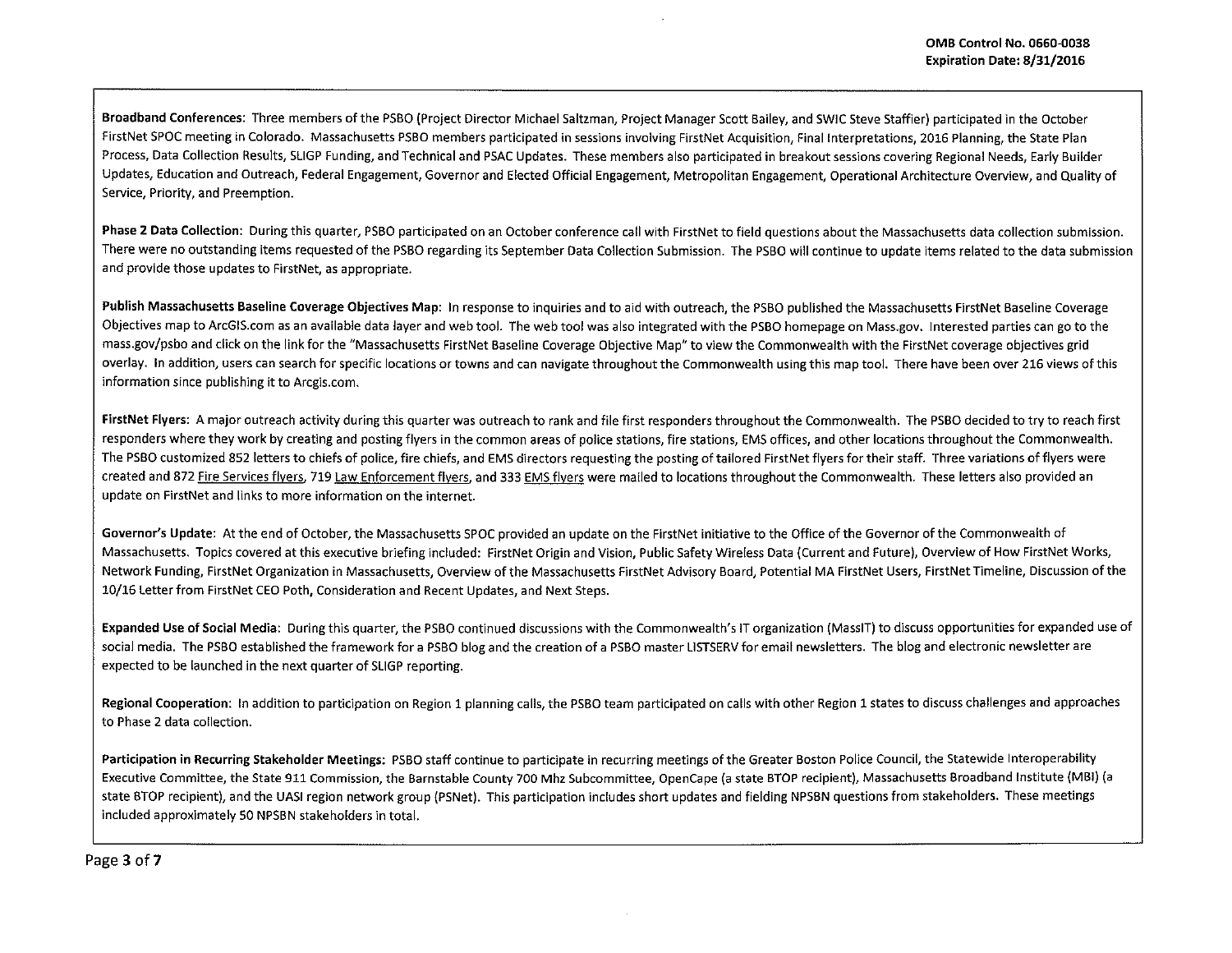**Broadband Conferences**: Three members of the PSBO (Project Director Michael Saltzman, Project Manager Scott Bailey, and SWIC Steve Staffier) participated in the October FirstNet SPOC meeting in Colorado. Massachusetts PSBO members participated in sessions involving FirstNet Acquisition, Final Interpretations, 2016 Planning, the State Plan Process, Data Collection Results, SLIGP Funding, and Technical and PSAC Updates. These members also participated in breakout sessions covering Regional Needs, Early Builder Updates, Education and Outreach, Federal Engagement, Governor and Elected Official Engagement, Metropolitan Engagement, Operational Architecture Overview, and Quality of Service, Priority, and Preemption.

**Phase 2 Data Collection**: During this quarter, PSBO participated on an October conference call with FirstNet to field questions about the Massachusetts data collection submission. There were no outstanding items requested of the PSBO regarding its September Data Collection Submission. The PSBO will continue to update items related to the data submission and provide those updates to FirstNet, as appropriate.

**Publish Massachusetts Baseline Coverage Objectives Map**: In response to inquiries and to aid with outreach, the PSBO published the Massachusetts FirstNet Baseline Coverage Objectives map to ArcGIS.com as an available data layer and web tool. The web tool was also integrated with the PSBO homepage on Mass.gov. Interested parties can go to the mass.gov/psbo and click on the link for the "Massachusetts FirstNet Baseline Coverage Objective Map" to view the Commonwealth with the FirstNet coverage objectives grid overlay. In addition, users can search for specific locations or towns and can navigate throughout the Commonwealth using this map tool. There have been over 216 views of this information since publishing it to Arcgis.com.

**FirstNet Flyers**: A major outreach activity during this quarter was outreach to rank and file first responders throughout the Commonwealth. The PSBO decided to try to reach first responders where they work by creating and posting flyers in the common areas of police stations, fire stations, EMS offices, and other locations throughout the Commonwealth. The PSBO customized 852 letters to chiefs of police, fire chiefs, and EMS directors requesting the posting of tailored FirstNet flyers for their staff. Three variations of flyers were created and 872 Fire Services flyers, 719 Law Enforcement flyers, and 333 EMS flyers were mailed to locations throughout the Commonwealth. These letters also provided an update on FirstNet and links to more information on the internet.

**Governor's Update**: At the end of October, the Massachusetts SPOC provided an update on the FirstNet initiative to the Office of the Governor of the Commonwealth of Massachusetts. Topics covered at this executive briefing included: FirstNet Origin and Vision, Public Safety Wireless Data (Current and Future), Overview of How FirstNet Works, Network Funding, FirstNet Organization in Massachusetts, Overview of the Massachusetts FirstNet Advisory Board, Potential MA FirstNet Users, FirstNet Timeline, Discussion of the 10/16 Letter from FirstNet CEO Poth, Consideration and Recent Updates, and Next Steps.

**Expanded Use of Social Media**: During this quarter, the PSBO continued discussions with the Commonwealth's IT organization (MassIT) to discuss opportunities for expanded use of social media. The PSBO established the framework for a PSBO blog and the creation of a PSBO master LISTSERV for email newsletters. The blog and electronic newsletter are expected to be launched in the next quarter of SLIGP reporting.

**Regional Cooperation**: In addition to participation on Region 1 planning calls, the PSBO team participated on calls with other Region 1 states to discuss challenges and approaches to Phase 2 data collection.

**Participation in Recurring Stakeholder Meetings**: PSBO staff continue to participate in recurring meetings of the Greater Boston Police Council, the Statewide Interoperability Executive Committee, the State 911 Commission, the Barnstable County 700 Mhz Subcommittee, OpenCape (a state BTOP recipient), Massachusetts Broadband Institute (MBI) (a state BTOP recipient), and the UASI region network group (PSNet). This participation includes short updates and fielding NPSBN questions from stakeholders. These meetings included approximately 50 NPSBN stakeholders in total.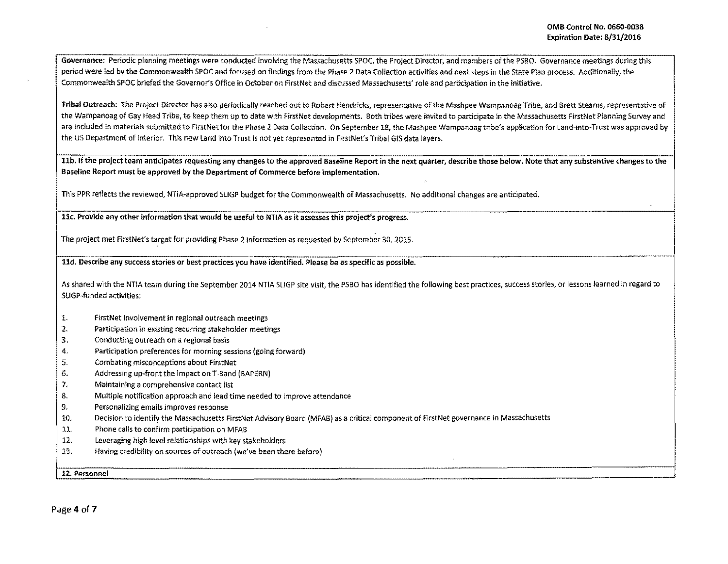**Governance:** Periodic planning meetings were conducted involving the Massachusetts SPOC, the Project Director, and members of the PSBO. Governance meetings during this period were led by the Commonwealth SPOC and focused on findings from the Phase 2 Data Collection activities and next steps in the State Plan process. Additionally, the Commonwealth SPOC briefed the Governor's Office in October on FirstNet and discussed Massachusetts' role and participation in the initiative.

**Tribal Outreach:** The Project Director has also periodically reached out to Robert Hendricks, representative of the Mashpee Wampanoag Tribe, and Brett Stearns, representative of the Wampanoag of Gay Head Tribe, to keep them up to date with FirstNet developments. Both tribes were invited to participate in the Massachusetts FirstNet Planning Survey and are included in materials submitted to FirstNet for the Phase 2 Data Collection. On September 18, the Mashpee Wampanoag tribe's application for Land-into-Trust was approved by the US Department of Interior. This new Land into Trust is not yet represented in FirstNet's Tribal GIS data layers.

**11b. If the project team anticipates requesting any changes to the approved Baseline Report in the next quarter, describe those below. Note that any substantive changes to the Baseline Report must be approved by the Department of Commerce before implementation.**

This PPR reflects the reviewed, NTIA-approved SLIGP budget for the Commonwealth of Massachusetts. No additional changes are anticipated.

**11c. Provide any other information that would be useful to NTIA as it assesses this project's progress.**

The project met FirstNet's target for providing Phase 2 information as requested by September 30, 2015.

**11d. Describe any success stories or best practices you have identified. Please be as specific as possible.**

As shared with the NTIA team during the September 2014 NTIA SLIGP site visit, the PSBO has identified the following best practices, success stories, or lessons learned in regard to SLIGP-funded activities:

1. FirstNet involvement in regional outreach meetings
2. Participation in existing recurring stakeholder meetings
3. Conducting outreach on a regional basis
4. Participation preferences for morning sessions (going forward)
5. Combating misconceptions about FirstNet
6. Addressing up-front the impact on T-Band (BAPERN)
7. Maintaining a comprehensive contact list
8. Multiple notification approach and lead time needed to improve attendance
9. Personalizing emails improves response
10. Decision to identify the Massachusetts FirstNet Advisory Board (MFAB) as a critical component of FirstNet governance in Massachusetts
11. Phone calls to confirm participation on MFAB
12. Leveraging high level relationships with key stakeholders
13. Having credibility on sources of outreach (we've been there before)

**12. Personnel**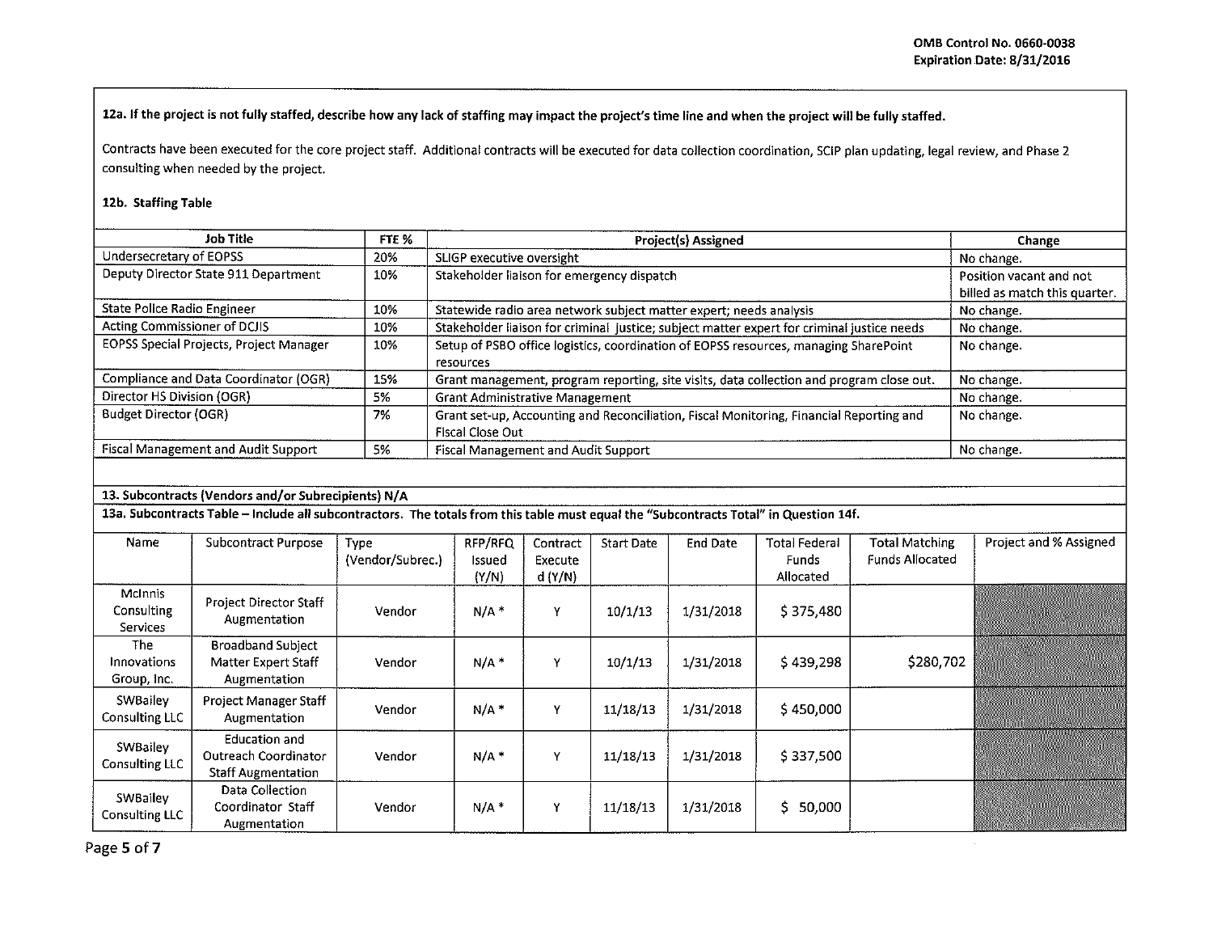**12a. If the project is not fully staffed, describe how any lack of staffing may impact the project's time line and when the project will be fully staffed.**

Contracts have been executed for the core project staff. Additional contracts will be executed for data collection coordination, SCIP plan updating, legal review, and Phase 2 consulting when needed by the project.

**12b. Staffing Table**

| Job Title | FTE % | Project(s) Assigned | Change |
|---|---|---|---|
| Undersecretary of EOPSS | 20% | SLIGP executive oversight | No change. |
| Deputy Director State 911 Department | 10% | Stakeholder liaison for emergency dispatch | Position vacant and not billed as match this quarter. |
| State Police Radio Engineer | 10% | Statewide radio area network subject matter expert; needs analysis | No change. |
| Acting Commissioner of DCJIS | 10% | Stakeholder liaison for criminal justice; subject matter expert for criminal justice needs | No change. |
| EOPSS Special Projects, Project Manager | 10% | Setup of PSBO office logistics, coordination of EOPSS resources, managing SharePoint resources | No change. |
| Compliance and Data Coordinator (OGR) | 15% | Grant management, program reporting, site visits, data collection and program close out. | No change. |
| Director HS Division (OGR) | 5% | Grant Administrative Management | No change. |
| Budget Director (OGR) | 7% | Grant set-up, Accounting and Reconciliation, Fiscal Monitoring, Financial Reporting and Fiscal Close Out | No change. |
| Fiscal Management and Audit Support | 5% | Fiscal Management and Audit Support | No change. |

**13. Subcontracts (Vendors and/or Subrecipients) N/A**

**13a. Subcontracts Table – Include all subcontractors. The totals from this table must equal the "Subcontracts Total" in Question 14f.**

| Name | Subcontract Purpose | Type (Vendor/Subrec.) | RFP/RFQ Issued (Y/N) | Contract Executed (Y/N) | Start Date | End Date | Total Federal Funds Allocated | Total Matching Funds Allocated | Project and % Assigned |
|---|---|---|---|---|---|---|---|---|---|
| McInnis Consulting Services | Project Director Staff Augmentation | Vendor | N/A * | Y | 10/1/13 | 1/31/2018 | $ 375,480 | | |
| The Innovations Group, Inc. | Broadband Subject Matter Expert Staff Augmentation | Vendor | N/A * | Y | 10/1/13 | 1/31/2018 | $ 439,298 | $280,702 | |
| SWBailey Consulting LLC | Project Manager Staff Augmentation | Vendor | N/A * | Y | 11/18/13 | 1/31/2018 | $ 450,000 | | |
| SWBailey Consulting LLC | Education and Outreach Coordinator Staff Augmentation | Vendor | N/A * | Y | 11/18/13 | 1/31/2018 | $ 337,500 | | |
| SWBailey Consulting LLC | Data Collection Coordinator Staff Augmentation | Vendor | N/A * | Y | 11/18/13 | 1/31/2018 | $ 50,000 | | |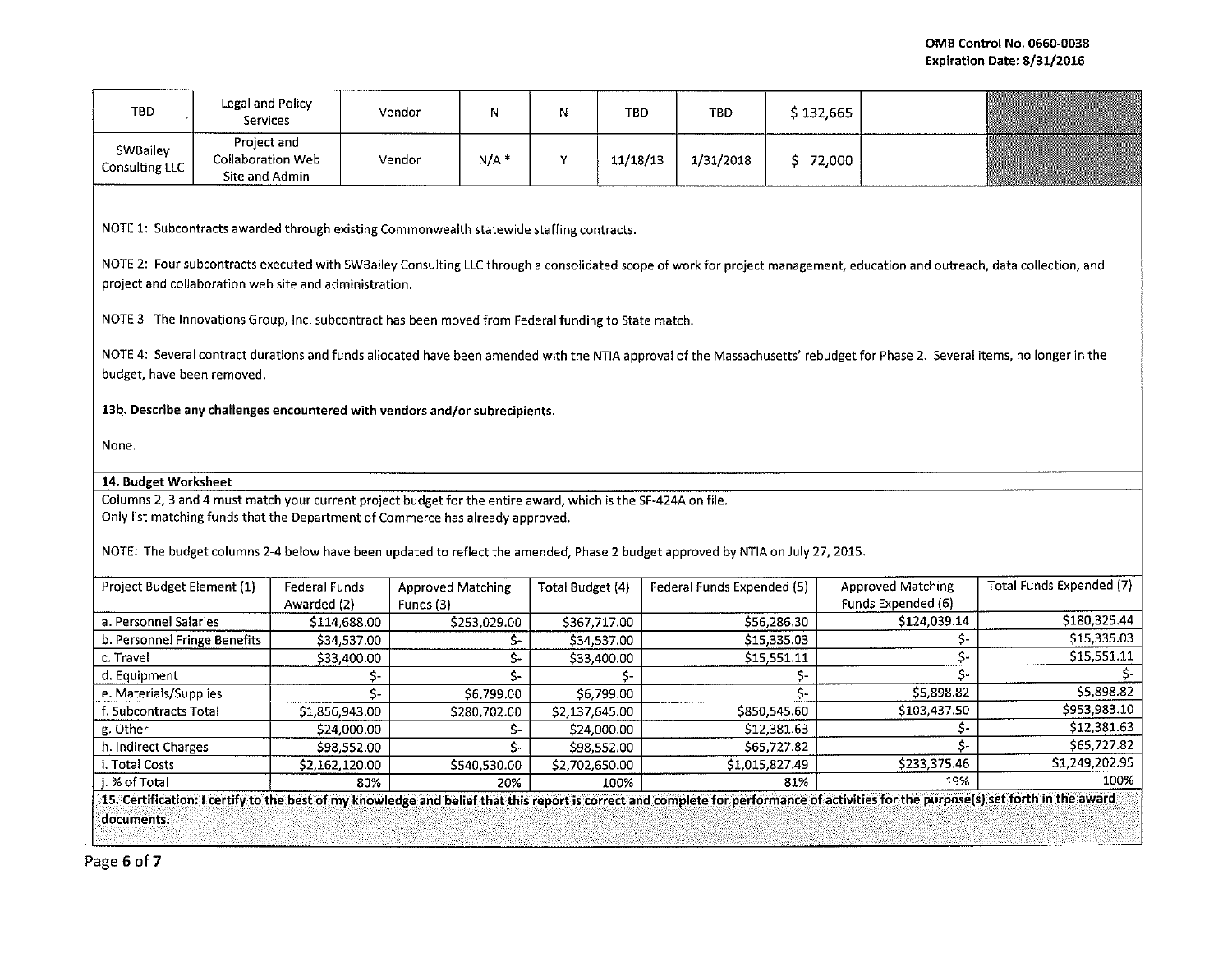| TBD | Legal and Policy Services | Vendor | N | N | TBD | TBD | $ 132,665 | | |
|---|---|---|---|---|---|---|---|---|---|
| SWBailey Consulting LLC | Project and Collaboration Web Site and Admin | Vendor | N/A * | Y | 11/18/13 | 1/31/2018 | $ 72,000 | | |

NOTE 1: Subcontracts awarded through existing Commonwealth statewide staffing contracts.

NOTE 2: Four subcontracts executed with SWBailey Consulting LLC through a consolidated scope of work for project management, education and outreach, data collection, and project and collaboration web site and administration.

NOTE 3 The Innovations Group, Inc. subcontract has been moved from Federal funding to State match.

NOTE 4: Several contract durations and funds allocated have been amended with the NTIA approval of the Massachusetts' rebudget for Phase 2. Several items, no longer in the budget, have been removed.

**13b. Describe any challenges encountered with vendors and/or subrecipients.**

None.

**14. Budget Worksheet**

Columns 2, 3 and 4 must match your current project budget for the entire award, which is the SF-424A on file.
Only list matching funds that the Department of Commerce has already approved.

NOTE: The budget columns 2-4 below have been updated to reflect the amended, Phase 2 budget approved by NTIA on July 27, 2015.

| Project Budget Element (1) | Federal Funds Awarded (2) | Approved Matching Funds (3) | Total Budget (4) | Federal Funds Expended (5) | Approved Matching Funds Expended (6) | Total Funds Expended (7) |
|---|---|---|---|---|---|---|
| a. Personnel Salaries | $114,688.00 | $253,029.00 | $367,717.00 | $56,286.30 | $124,039.14 | $180,325.44 |
| b. Personnel Fringe Benefits | $34,537.00 | $- | $34,537.00 | $15,335.03 | $- | $15,335.03 |
| c. Travel | $33,400.00 | $- | $33,400.00 | $15,551.11 | $- | $15,551.11 |
| d. Equipment | $- | $- | $- | $- | $- | $- |
| e. Materials/Supplies | $- | $6,799.00 | $6,799.00 | $- | $5,898.82 | $5,898.82 |
| f. Subcontracts Total | $1,856,943.00 | $280,702.00 | $2,137,645.00 | $850,545.60 | $103,437.50 | $953,983.10 |
| g. Other | $24,000.00 | $- | $24,000.00 | $12,381.63 | $- | $12,381.63 |
| h. Indirect Charges | $98,552.00 | $- | $98,552.00 | $65,727.82 | $- | $65,727.82 |
| i. Total Costs | $2,162,120.00 | $540,530.00 | $2,702,650.00 | $1,015,827.49 | $233,375.46 | $1,249,202.95 |
| j. % of Total | 80% | 20% | 100% | 81% | 19% | 100% |

**15. Certification: I certify to the best of my knowledge and belief that this report is correct and complete for performance of activities for the purpose(s) set forth in the award documents.**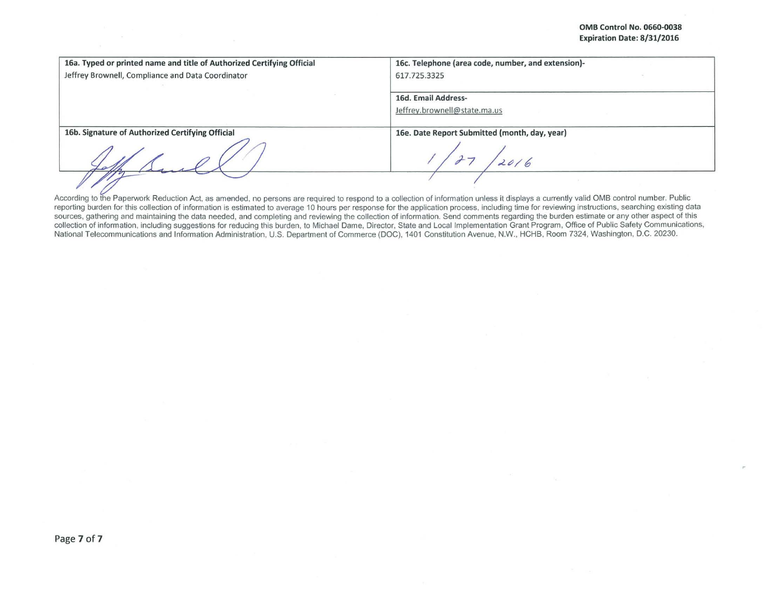OMB Control No. 0660-0038
Expiration Date: 8/31/2016

| 16a. Typed or printed name and title of Authorized Certifying Official | 16c. Telephone (area code, number, and extension)- |
|---|---|
| Jeffrey Brownell, Compliance and Data Coordinator | 617.725.3325 |
| | **16d. Email Address-** |
| | Jeffrey.brownell@state.ma.us |
| **16b. Signature of Authorized Certifying Official** | **16e. Date Report Submitted (month, day, year)** |
| *[signature]* | 1/27/2016 |

According to the Paperwork Reduction Act, as amended, no persons are required to respond to a collection of information unless it displays a currently valid OMB control number. Public reporting burden for this collection of information is estimated to average 10 hours per response for the application process, including time for reviewing instructions, searching existing data sources, gathering and maintaining the data needed, and completing and reviewing the collection of information. Send comments regarding the burden estimate or any other aspect of this collection of information, including suggestions for reducing this burden, to Michael Dame, Director, State and Local Implementation Grant Program, Office of Public Safety Communications, National Telecommunications and Information Administration, U.S. Department of Commerce (DOC), 1401 Constitution Avenue, N.W., HCHB, Room 7324, Washington, D.C. 20230.